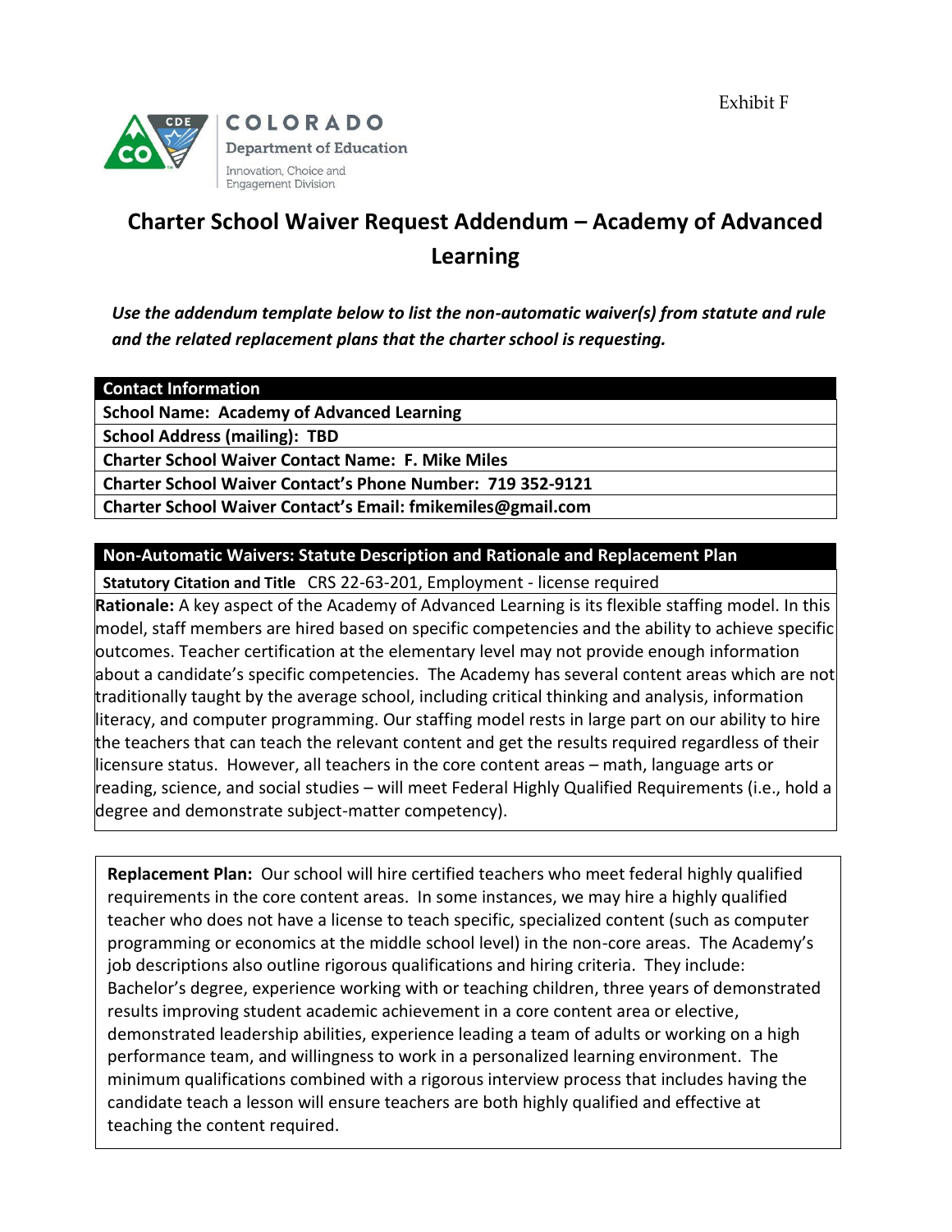Exhibit F

COLORADO
Department of Education
Innovation, Choice and Engagement Division

# Charter School Waiver Request Addendum – Academy of Advanced Learning

***Use the addendum template below to list the non-automatic waiver(s) from statute and rule and the related replacement plans that the charter school is requesting.***

| **Contact Information** |
|---|
| **School Name: Academy of Advanced Learning** |
| **School Address (mailing): TBD** |
| **Charter School Waiver Contact Name: F. Mike Miles** |
| **Charter School Waiver Contact's Phone Number: 719 352-9121** |
| **Charter School Waiver Contact's Email: fmikemiles@gmail.com** |

**Non-Automatic Waivers: Statute Description and Rationale and Replacement Plan**

**Statutory Citation and Title** CRS 22-63-201, Employment - license required

**Rationale:** A key aspect of the Academy of Advanced Learning is its flexible staffing model. In this model, staff members are hired based on specific competencies and the ability to achieve specific outcomes. Teacher certification at the elementary level may not provide enough information about a candidate's specific competencies. The Academy has several content areas which are not traditionally taught by the average school, including critical thinking and analysis, information literacy, and computer programming. Our staffing model rests in large part on our ability to hire the teachers that can teach the relevant content and get the results required regardless of their licensure status. However, all teachers in the core content areas – math, language arts or reading, science, and social studies – will meet Federal Highly Qualified Requirements (i.e., hold a degree and demonstrate subject-matter competency).

**Replacement Plan:** Our school will hire certified teachers who meet federal highly qualified requirements in the core content areas. In some instances, we may hire a highly qualified teacher who does not have a license to teach specific, specialized content (such as computer programming or economics at the middle school level) in the non-core areas. The Academy's job descriptions also outline rigorous qualifications and hiring criteria. They include: Bachelor's degree, experience working with or teaching children, three years of demonstrated results improving student academic achievement in a core content area or elective, demonstrated leadership abilities, experience leading a team of adults or working on a high performance team, and willingness to work in a personalized learning environment. The minimum qualifications combined with a rigorous interview process that includes having the candidate teach a lesson will ensure teachers are both highly qualified and effective at teaching the content required.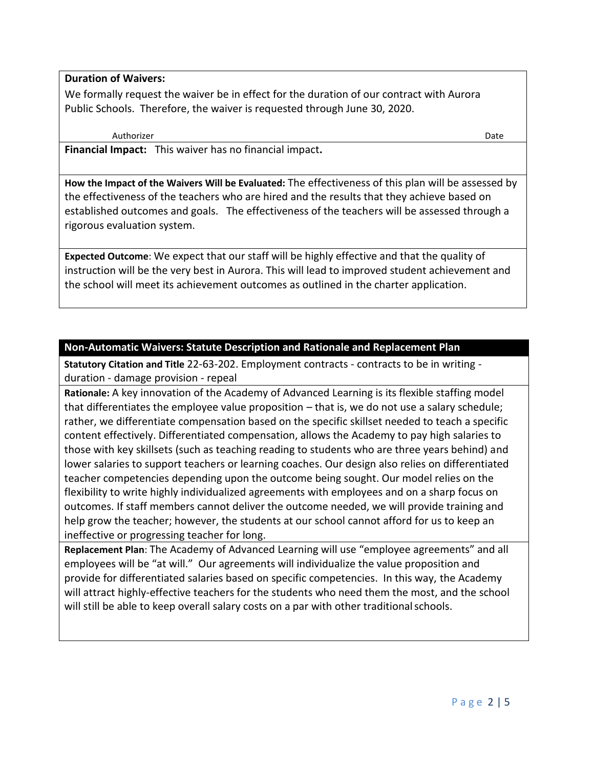**Duration of Waivers:**

We formally request the waiver be in effect for the duration of our contract with Aurora Public Schools. Therefore, the waiver is requested through June 30, 2020.

Authorizer Date

**Financial Impact:** This waiver has no financial impact**.**

**How the Impact of the Waivers Will be Evaluated:** The effectiveness of this plan will be assessed by the effectiveness of the teachers who are hired and the results that they achieve based on established outcomes and goals. The effectiveness of the teachers will be assessed through a rigorous evaluation system.

**Expected Outcome**: We expect that our staff will be highly effective and that the quality of instruction will be the very best in Aurora. This will lead to improved student achievement and the school will meet its achievement outcomes as outlined in the charter application.

## Non-Automatic Waivers: Statute Description and Rationale and Replacement Plan

**Statutory Citation and Title** 22-63-202. Employment contracts - contracts to be in writing - duration - damage provision - repeal

**Rationale:** A key innovation of the Academy of Advanced Learning is its flexible staffing model that differentiates the employee value proposition – that is, we do not use a salary schedule; rather, we differentiate compensation based on the specific skillset needed to teach a specific content effectively. Differentiated compensation, allows the Academy to pay high salaries to those with key skillsets (such as teaching reading to students who are three years behind) and lower salaries to support teachers or learning coaches. Our design also relies on differentiated teacher competencies depending upon the outcome being sought. Our model relies on the flexibility to write highly individualized agreements with employees and on a sharp focus on outcomes. If staff members cannot deliver the outcome needed, we will provide training and help grow the teacher; however, the students at our school cannot afford for us to keep an ineffective or progressing teacher for long.

**Replacement Plan**: The Academy of Advanced Learning will use "employee agreements" and all employees will be "at will." Our agreements will individualize the value proposition and provide for differentiated salaries based on specific competencies. In this way, the Academy will attract highly-effective teachers for the students who need them the most, and the school will still be able to keep overall salary costs on a par with other traditional schools.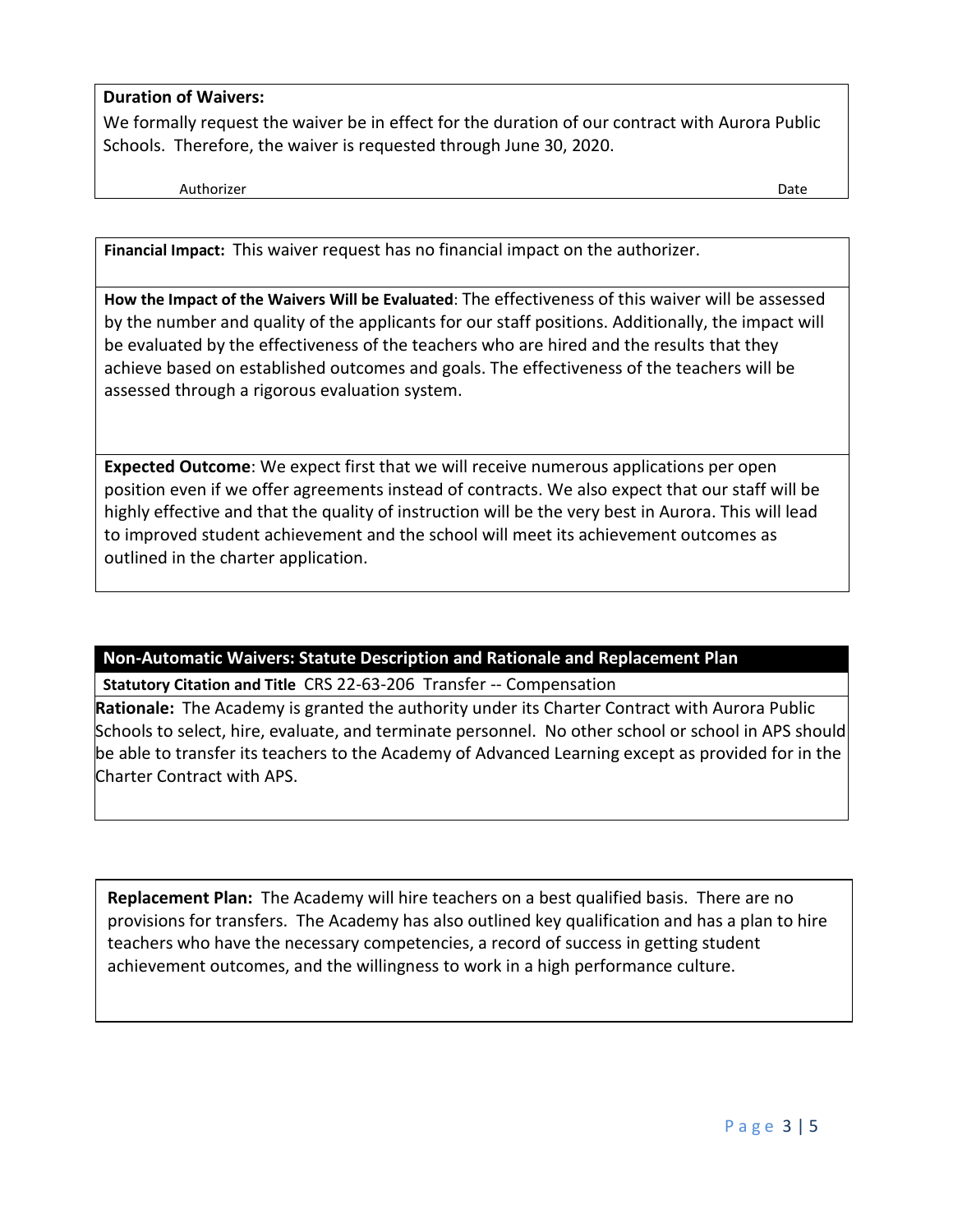**Duration of Waivers:**

We formally request the waiver be in effect for the duration of our contract with Aurora Public Schools. Therefore, the waiver is requested through June 30, 2020.

Authorizer Date

**Financial Impact:** This waiver request has no financial impact on the authorizer.

**How the Impact of the Waivers Will be Evaluated**: The effectiveness of this waiver will be assessed by the number and quality of the applicants for our staff positions. Additionally, the impact will be evaluated by the effectiveness of the teachers who are hired and the results that they achieve based on established outcomes and goals. The effectiveness of the teachers will be assessed through a rigorous evaluation system.

**Expected Outcome**: We expect first that we will receive numerous applications per open position even if we offer agreements instead of contracts. We also expect that our staff will be highly effective and that the quality of instruction will be the very best in Aurora. This will lead to improved student achievement and the school will meet its achievement outcomes as outlined in the charter application.

## Non-Automatic Waivers: Statute Description and Rationale and Replacement Plan

**Statutory Citation and Title** CRS 22-63-206 Transfer -- Compensation

**Rationale:** The Academy is granted the authority under its Charter Contract with Aurora Public Schools to select, hire, evaluate, and terminate personnel. No other school or school in APS should be able to transfer its teachers to the Academy of Advanced Learning except as provided for in the Charter Contract with APS.

**Replacement Plan:** The Academy will hire teachers on a best qualified basis. There are no provisions for transfers. The Academy has also outlined key qualification and has a plan to hire teachers who have the necessary competencies, a record of success in getting student achievement outcomes, and the willingness to work in a high performance culture.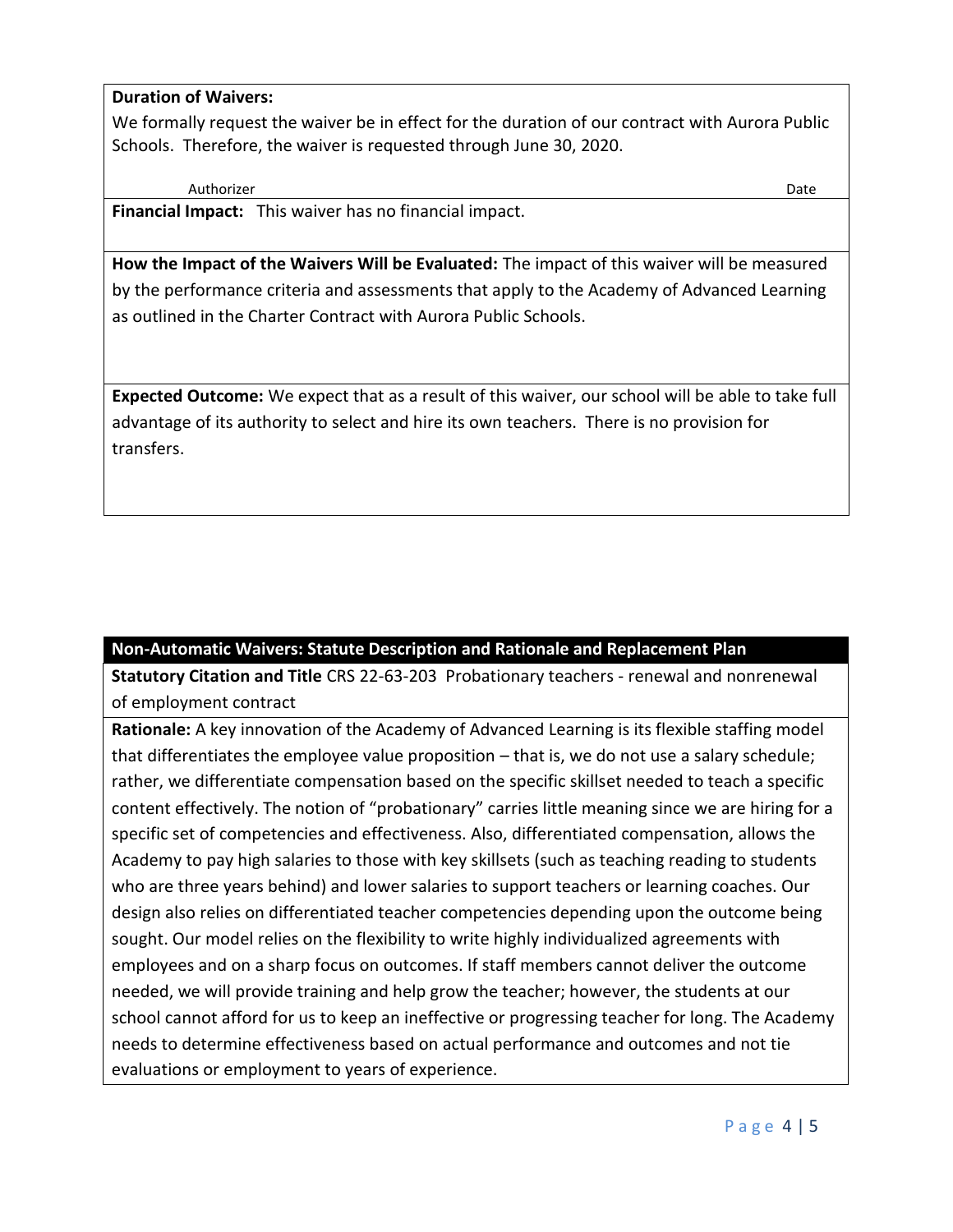**Duration of Waivers:**
We formally request the waiver be in effect for the duration of our contract with Aurora Public Schools. Therefore, the waiver is requested through June 30, 2020.

Authorizer Date

**Financial Impact:** This waiver has no financial impact.

**How the Impact of the Waivers Will be Evaluated:** The impact of this waiver will be measured by the performance criteria and assessments that apply to the Academy of Advanced Learning as outlined in the Charter Contract with Aurora Public Schools.

**Expected Outcome:** We expect that as a result of this waiver, our school will be able to take full advantage of its authority to select and hire its own teachers. There is no provision for transfers.

## Non-Automatic Waivers: Statute Description and Rationale and Replacement Plan

**Statutory Citation and Title** CRS 22-63-203 Probationary teachers - renewal and nonrenewal of employment contract

**Rationale:** A key innovation of the Academy of Advanced Learning is its flexible staffing model that differentiates the employee value proposition – that is, we do not use a salary schedule; rather, we differentiate compensation based on the specific skillset needed to teach a specific content effectively. The notion of "probationary" carries little meaning since we are hiring for a specific set of competencies and effectiveness. Also, differentiated compensation, allows the Academy to pay high salaries to those with key skillsets (such as teaching reading to students who are three years behind) and lower salaries to support teachers or learning coaches. Our design also relies on differentiated teacher competencies depending upon the outcome being sought. Our model relies on the flexibility to write highly individualized agreements with employees and on a sharp focus on outcomes. If staff members cannot deliver the outcome needed, we will provide training and help grow the teacher; however, the students at our school cannot afford for us to keep an ineffective or progressing teacher for long. The Academy needs to determine effectiveness based on actual performance and outcomes and not tie evaluations or employment to years of experience.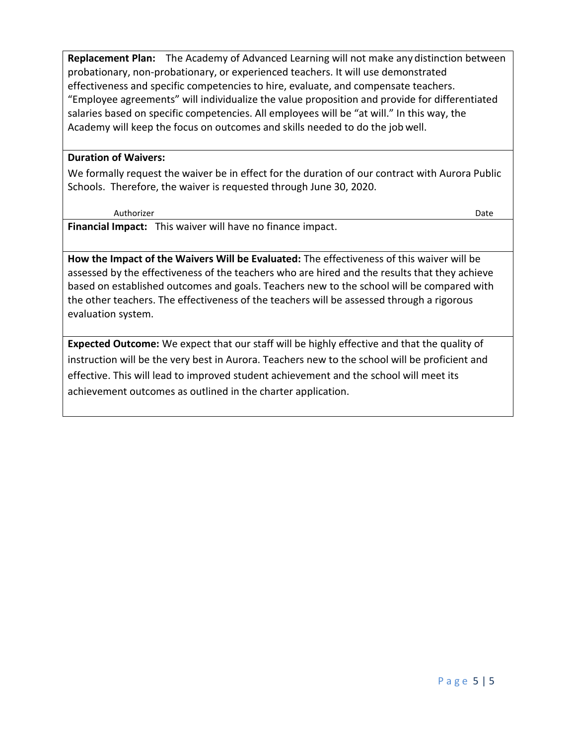**Replacement Plan:** The Academy of Advanced Learning will not make any distinction between probationary, non-probationary, or experienced teachers. It will use demonstrated effectiveness and specific competencies to hire, evaluate, and compensate teachers. "Employee agreements" will individualize the value proposition and provide for differentiated salaries based on specific competencies. All employees will be "at will." In this way, the Academy will keep the focus on outcomes and skills needed to do the job well.

**Duration of Waivers:**

We formally request the waiver be in effect for the duration of our contract with Aurora Public Schools. Therefore, the waiver is requested through June 30, 2020.

Authorizer Date

**Financial Impact:** This waiver will have no finance impact.

**How the Impact of the Waivers Will be Evaluated:** The effectiveness of this waiver will be assessed by the effectiveness of the teachers who are hired and the results that they achieve based on established outcomes and goals. Teachers new to the school will be compared with the other teachers. The effectiveness of the teachers will be assessed through a rigorous evaluation system.

**Expected Outcome:** We expect that our staff will be highly effective and that the quality of instruction will be the very best in Aurora. Teachers new to the school will be proficient and effective. This will lead to improved student achievement and the school will meet its achievement outcomes as outlined in the charter application.